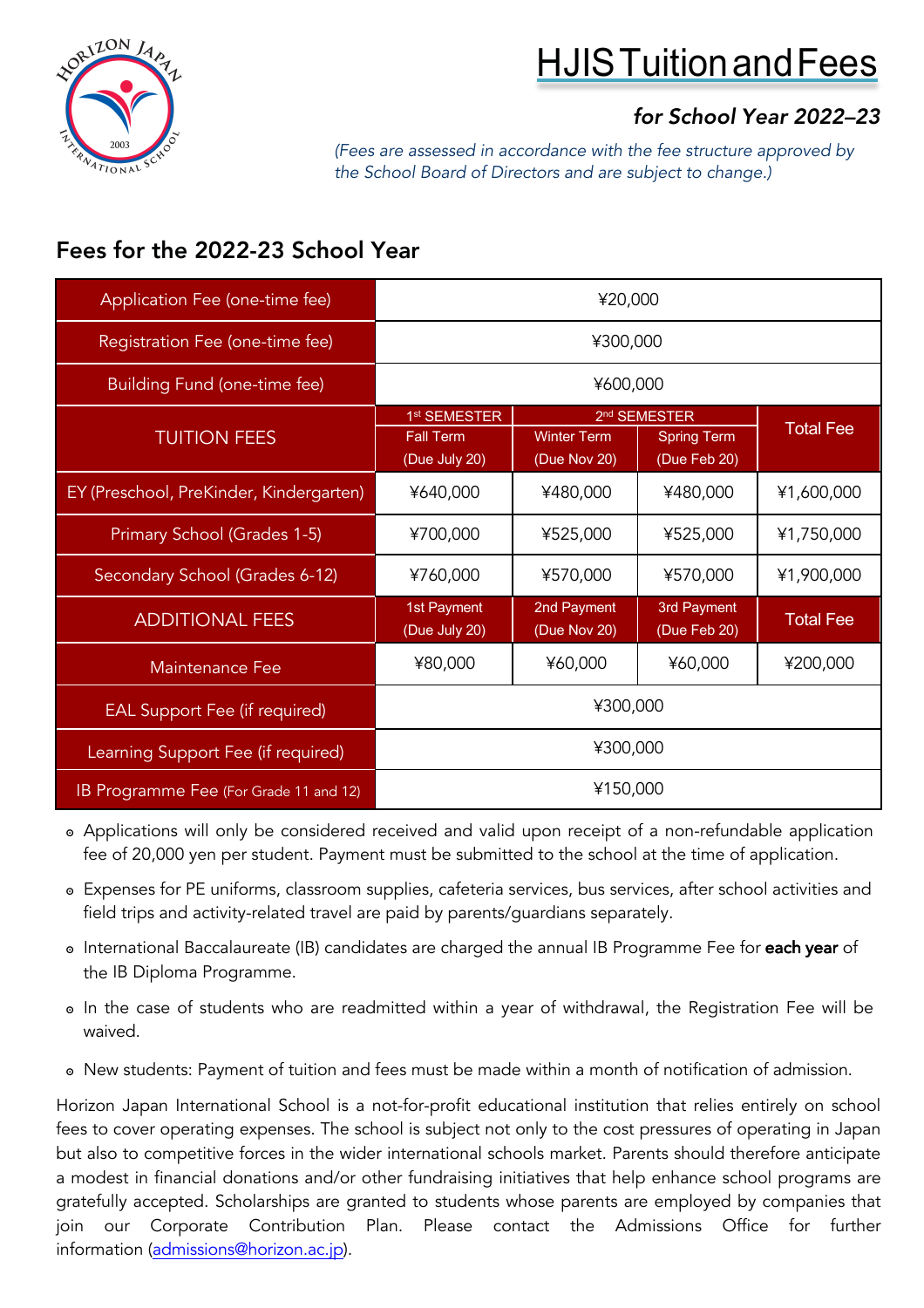# HJIS Tuition and Fees

*for School Year 2022–23*

*(Fees are assessed in accordance with the fee structure approved by the School Board of Directors and are subject to change.)*

## Fees for the 2022-23 School Year

| | | | | |
|---|---|---|---|---|
| Application Fee (one-time fee) | ¥20,000 | | | |
| Registration Fee (one-time fee) | ¥300,000 | | | |
| Building Fund (one-time fee) | ¥600,000 | | | |
| TUITION FEES | 1st SEMESTER | 2nd SEMESTER | | Total Fee |
| | Fall Term (Due July 20) | Winter Term (Due Nov 20) | Spring Term (Due Feb 20) | |
| EY (Preschool, PreKinder, Kindergarten) | ¥640,000 | ¥480,000 | ¥480,000 | ¥1,600,000 |
| Primary School (Grades 1-5) | ¥700,000 | ¥525,000 | ¥525,000 | ¥1,750,000 |
| Secondary School (Grades 6-12) | ¥760,000 | ¥570,000 | ¥570,000 | ¥1,900,000 |
| ADDITIONAL FEES | 1st Payment (Due July 20) | 2nd Payment (Due Nov 20) | 3rd Payment (Due Feb 20) | Total Fee |
| Maintenance Fee | ¥80,000 | ¥60,000 | ¥60,000 | ¥200,000 |
| EAL Support Fee (if required) | ¥300,000 | | | |
| Learning Support Fee (if required) | ¥300,000 | | | |
| IB Programme Fee (For Grade 11 and 12) | ¥150,000 | | | |

- Applications will only be considered received and valid upon receipt of a non-refundable application fee of 20,000 yen per student. Payment must be submitted to the school at the time of application.
- Expenses for PE uniforms, classroom supplies, cafeteria services, bus services, after school activities and field trips and activity-related travel are paid by parents/guardians separately.
- International Baccalaureate (IB) candidates are charged the annual IB Programme Fee for **each year** of the IB Diploma Programme.
- In the case of students who are readmitted within a year of withdrawal, the Registration Fee will be waived.
- New students: Payment of tuition and fees must be made within a month of notification of admission.

Horizon Japan International School is a not-for-profit educational institution that relies entirely on school fees to cover operating expenses. The school is subject not only to the cost pressures of operating in Japan but also to competitive forces in the wider international schools market. Parents should therefore anticipate a modest in financial donations and/or other fundraising initiatives that help enhance school programs are gratefully accepted. Scholarships are granted to students whose parents are employed by companies that join our Corporate Contribution Plan. Please contact the Admissions Office for further information (admissions@horizon.ac.jp).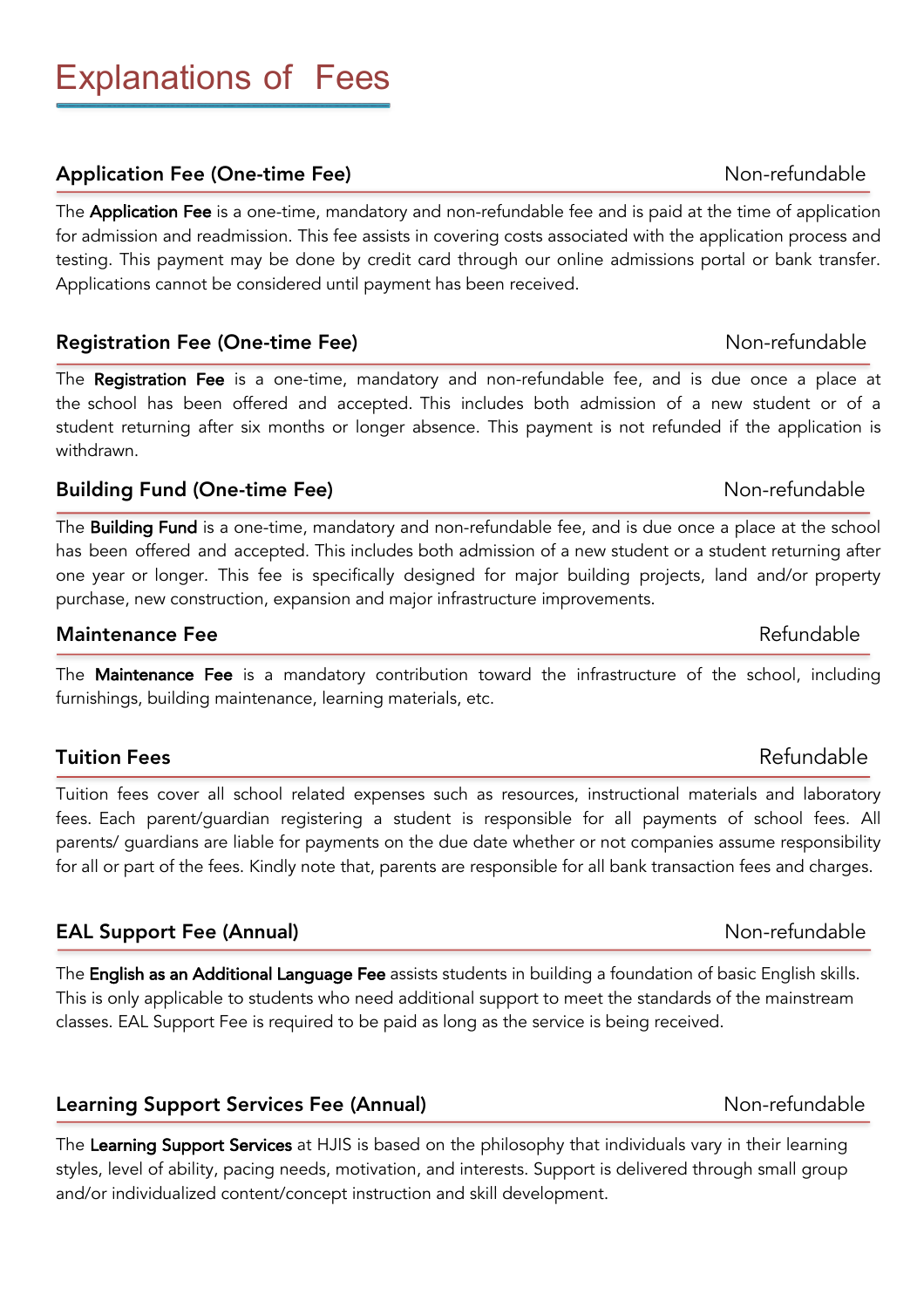# Explanations of Fees

## Application Fee (One-time Fee) — Non-refundable

The **Application Fee** is a one-time, mandatory and non-refundable fee and is paid at the time of application for admission and readmission. This fee assists in covering costs associated with the application process and testing. This payment may be done by credit card through our online admissions portal or bank transfer. Applications cannot be considered until payment has been received.

## Registration Fee (One-time Fee) — Non-refundable

The **Registration Fee** is a one-time, mandatory and non-refundable fee, and is due once a place at the school has been offered and accepted. This includes both admission of a new student or of a student returning after six months or longer absence. This payment is not refunded if the application is withdrawn.

## Building Fund (One-time Fee) — Non-refundable

The **Building Fund** is a one-time, mandatory and non-refundable fee, and is due once a place at the school has been offered and accepted. This includes both admission of a new student or a student returning after one year or longer. This fee is specifically designed for major building projects, land and/or property purchase, new construction, expansion and major infrastructure improvements.

## Maintenance Fee — Refundable

The **Maintenance Fee** is a mandatory contribution toward the infrastructure of the school, including furnishings, building maintenance, learning materials, etc.

## Tuition Fees — Refundable

Tuition fees cover all school related expenses such as resources, instructional materials and laboratory fees. Each parent/guardian registering a student is responsible for all payments of school fees. All parents/ guardians are liable for payments on the due date whether or not companies assume responsibility for all or part of the fees. Kindly note that, parents are responsible for all bank transaction fees and charges.

## EAL Support Fee (Annual) — Non-refundable

The **English as an Additional Language Fee** assists students in building a foundation of basic English skills. This is only applicable to students who need additional support to meet the standards of the mainstream classes. EAL Support Fee is required to be paid as long as the service is being received.

## Learning Support Services Fee (Annual) — Non-refundable

The **Learning Support Services** at HJIS is based on the philosophy that individuals vary in their learning styles, level of ability, pacing needs, motivation, and interests. Support is delivered through small group and/or individualized content/concept instruction and skill development.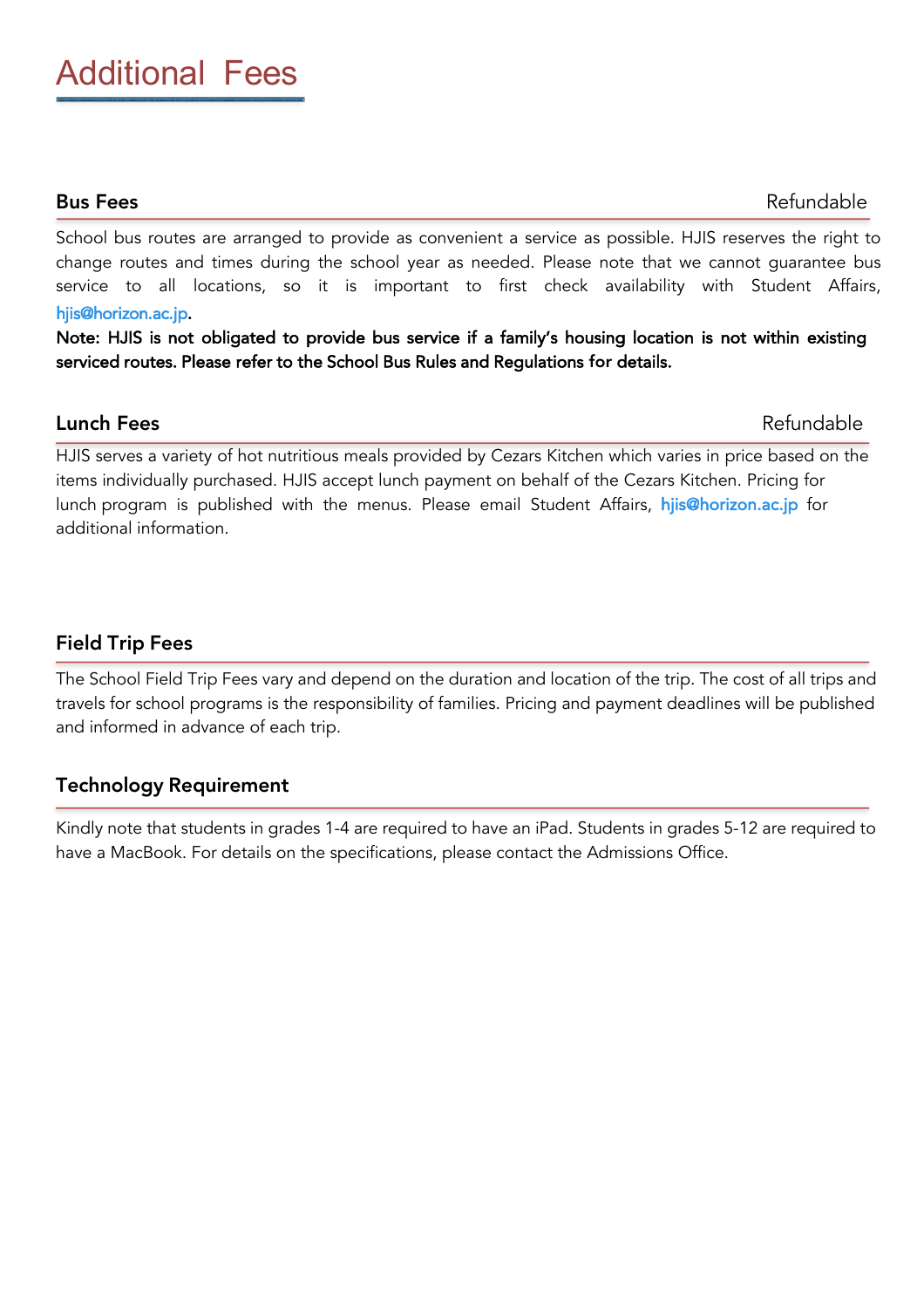# Additional Fees

## Bus Fees — Refundable

School bus routes are arranged to provide as convenient a service as possible. HJIS reserves the right to change routes and times during the school year as needed. Please note that we cannot guarantee bus service to all locations, so it is important to first check availability with Student Affairs, hjis@horizon.ac.jp.

**Note: HJIS is not obligated to provide bus service if a family's housing location is not within existing serviced routes. Please refer to the School Bus Rules and Regulations for details.**

## Lunch Fees — Refundable

HJIS serves a variety of hot nutritious meals provided by Cezars Kitchen which varies in price based on the items individually purchased. HJIS accept lunch payment on behalf of the Cezars Kitchen. Pricing for lunch program is published with the menus. Please email Student Affairs, **hjis@horizon.ac.jp** for additional information.

## Field Trip Fees

The School Field Trip Fees vary and depend on the duration and location of the trip. The cost of all trips and travels for school programs is the responsibility of families. Pricing and payment deadlines will be published and informed in advance of each trip.

## Technology Requirement

Kindly note that students in grades 1-4 are required to have an iPad. Students in grades 5-12 are required to have a MacBook. For details on the specifications, please contact the Admissions Office.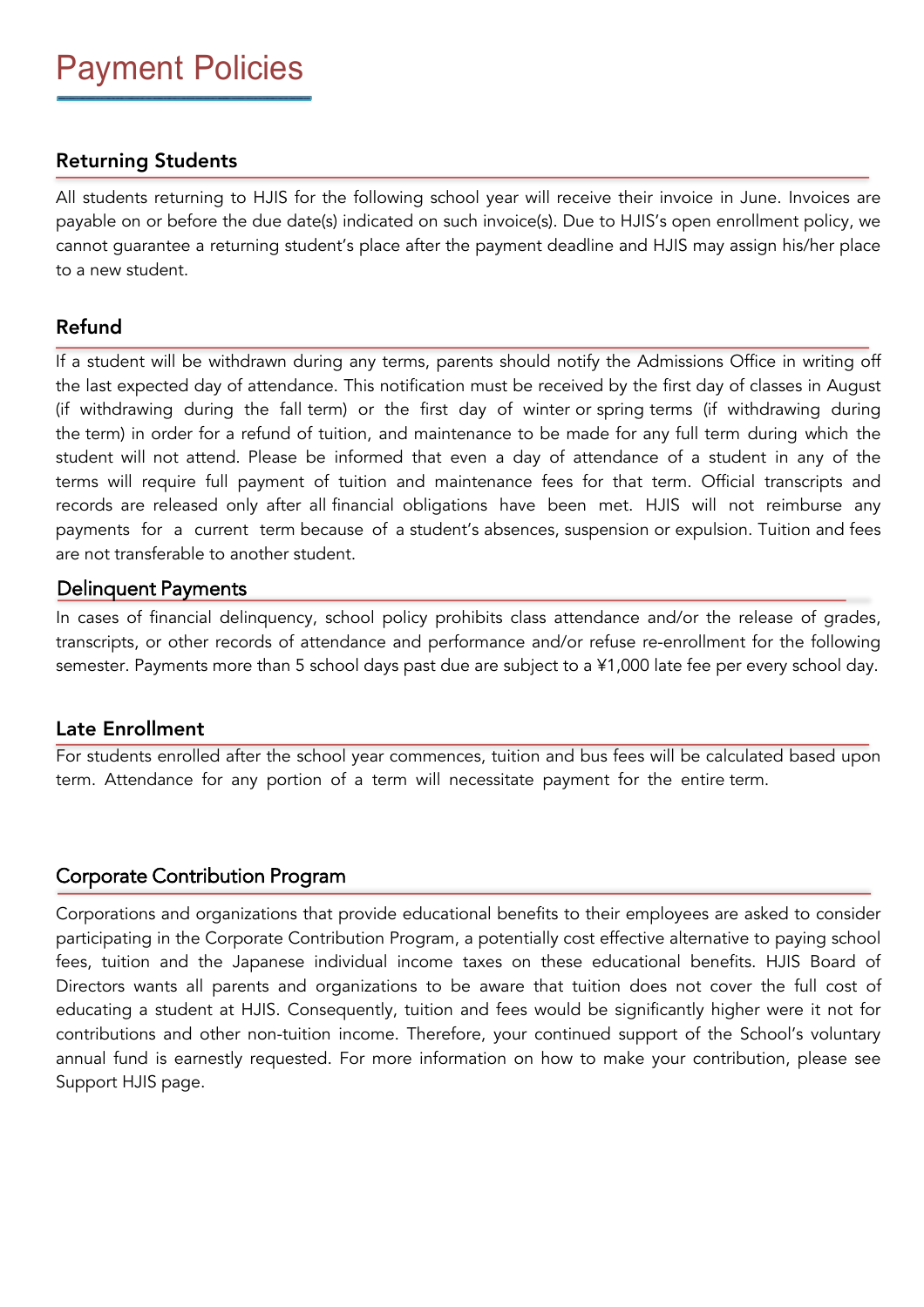# Payment Policies

## Returning Students

All students returning to HJIS for the following school year will receive their invoice in June. Invoices are payable on or before the due date(s) indicated on such invoice(s). Due to HJIS's open enrollment policy, we cannot guarantee a returning student's place after the payment deadline and HJIS may assign his/her place to a new student.

## Refund

If a student will be withdrawn during any terms, parents should notify the Admissions Office in writing off the last expected day of attendance. This notification must be received by the first day of classes in August (if withdrawing during the fall term) or the first day of winter or spring terms (if withdrawing during the term) in order for a refund of tuition, and maintenance to be made for any full term during which the student will not attend. Please be informed that even a day of attendance of a student in any of the terms will require full payment of tuition and maintenance fees for that term. Official transcripts and records are released only after all financial obligations have been met. HJIS will not reimburse any payments for a current term because of a student's absences, suspension or expulsion. Tuition and fees are not transferable to another student.

## Delinquent Payments

In cases of financial delinquency, school policy prohibits class attendance and/or the release of grades, transcripts, or other records of attendance and performance and/or refuse re-enrollment for the following semester. Payments more than 5 school days past due are subject to a ¥1,000 late fee per every school day.

## Late Enrollment

For students enrolled after the school year commences, tuition and bus fees will be calculated based upon term. Attendance for any portion of a term will necessitate payment for the entire term.

## Corporate Contribution Program

Corporations and organizations that provide educational benefits to their employees are asked to consider participating in the Corporate Contribution Program, a potentially cost effective alternative to paying school fees, tuition and the Japanese individual income taxes on these educational benefits. HJIS Board of Directors wants all parents and organizations to be aware that tuition does not cover the full cost of educating a student at HJIS. Consequently, tuition and fees would be significantly higher were it not for contributions and other non-tuition income. Therefore, your continued support of the School's voluntary annual fund is earnestly requested. For more information on how to make your contribution, please see Support HJIS page.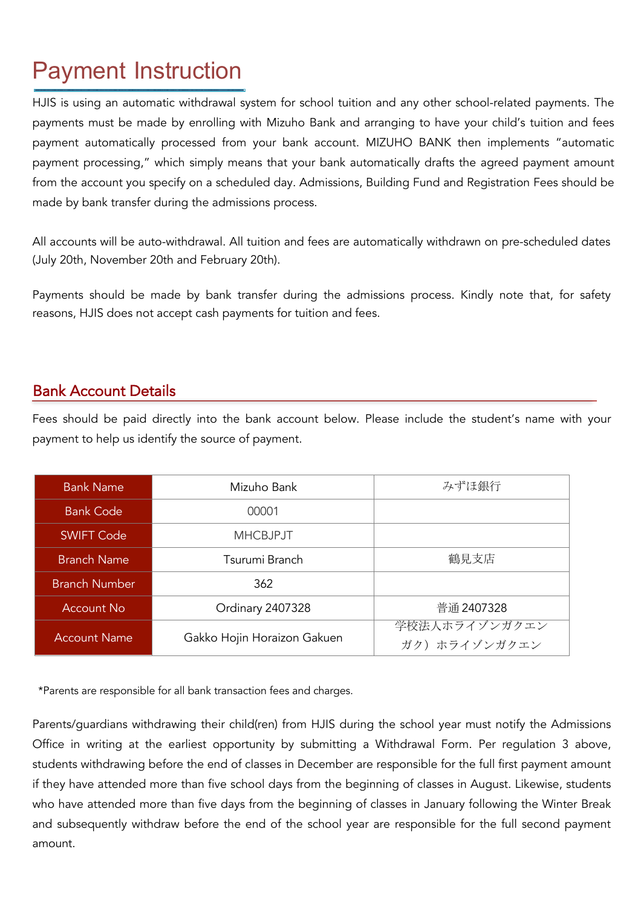# Payment Instruction

HJIS is using an automatic withdrawal system for school tuition and any other school-related payments. The payments must be made by enrolling with Mizuho Bank and arranging to have your child's tuition and fees payment automatically processed from your bank account. MIZUHO BANK then implements "automatic payment processing," which simply means that your bank automatically drafts the agreed payment amount from the account you specify on a scheduled day. Admissions, Building Fund and Registration Fees should be made by bank transfer during the admissions process.

All accounts will be auto-withdrawal. All tuition and fees are automatically withdrawn on pre-scheduled dates (July 20th, November 20th and February 20th).

Payments should be made by bank transfer during the admissions process. Kindly note that, for safety reasons, HJIS does not accept cash payments for tuition and fees.

## Bank Account Details

Fees should be paid directly into the bank account below. Please include the student's name with your payment to help us identify the source of payment.

| | | |
|---|---|---|
| Bank Name | Mizuho Bank | みずほ銀行 |
| Bank Code | 00001 | |
| SWIFT Code | MHCBJPJT | |
| Branch Name | Tsurumi Branch | 鶴見支店 |
| Branch Number | 362 | |
| Account No | Ordinary 2407328 | 普通 2407328 |
| Account Name | Gakko Hojin Horaizon Gakuen | 学校法人ホライゾンガクエン ガク）ホライゾンガクエン |

*Parents are responsible for all bank transaction fees and charges.

Parents/guardians withdrawing their child(ren) from HJIS during the school year must notify the Admissions Office in writing at the earliest opportunity by submitting a Withdrawal Form. Per regulation 3 above, students withdrawing before the end of classes in December are responsible for the full first payment amount if they have attended more than five school days from the beginning of classes in August. Likewise, students who have attended more than five days from the beginning of classes in January following the Winter Break and subsequently withdraw before the end of the school year are responsible for the full second payment amount.